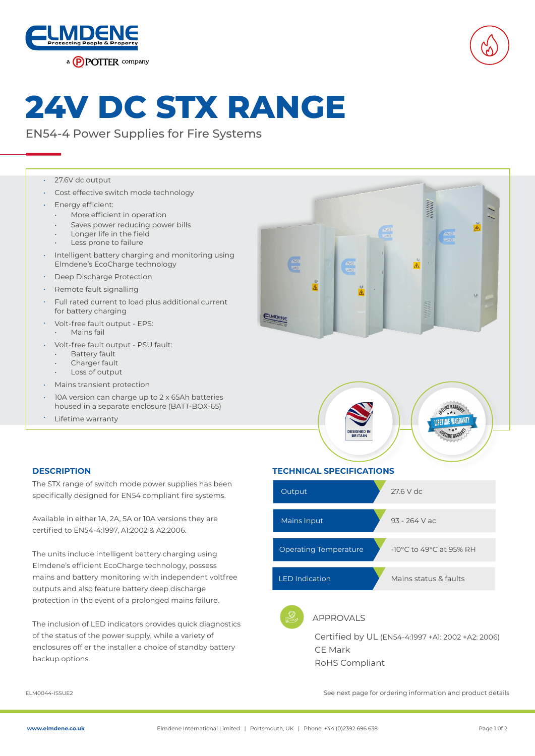# 24V DC STX RANGE

EN54-4 Power Supplies for Fire Systems

- 27.6V dc output
- Cost effective switch mode technology
- Energy efficient:
  - More efficient in operation
  - Saves power reducing power bills
  - Longer life in the field
  - Less prone to failure
- Intelligent battery charging and monitoring using Elmdene's EcoCharge technology
- Deep Discharge Protection
- Remote fault signalling
- Full rated current to load plus additional current for battery charging
- Volt-free fault output - EPS:
  - Mains fail
- Volt-free fault output - PSU fault:
  - Battery fault
  - Charger fault
  - Loss of output
- Mains transient protection
- 10A version can charge up to 2 x 65Ah batteries housed in a separate enclosure (BATT-BOX-65)
- Lifetime warranty

## DESCRIPTION

The STX range of switch mode power supplies has been specifically designed for EN54 compliant fire systems.

Available in either 1A, 2A, 5A or 10A versions they are certified to EN54-4:1997, A1:2002 & A2:2006.

The units include intelligent battery charging using Elmdene's efficient EcoCharge technology, possess mains and battery monitoring with independent voltfree outputs and also feature battery deep discharge protection in the event of a prolonged mains failure.

The inclusion of LED indicators provides quick diagnostics of the status of the power supply, while a variety of enclosures off er the installer a choice of standby battery backup options.

## TECHNICAL SPECIFICATIONS

| | |
|---|---|
| Output | 27.6 V dc |
| Mains Input | 93 - 264 V ac |
| Operating Temperature | -10°C to 49°C at 95% RH |
| LED Indication | Mains status & faults |

### APPROVALS

Certified by UL (EN54-4:1997 +A1: 2002 +A2: 2006)
CE Mark
RoHS Compliant

ELM0044-ISSUE2

See next page for ordering information and product details

www.elmdene.co.uk | Elmdene International Limited | Portsmouth, UK | Phone: +44 (0)2392 696 638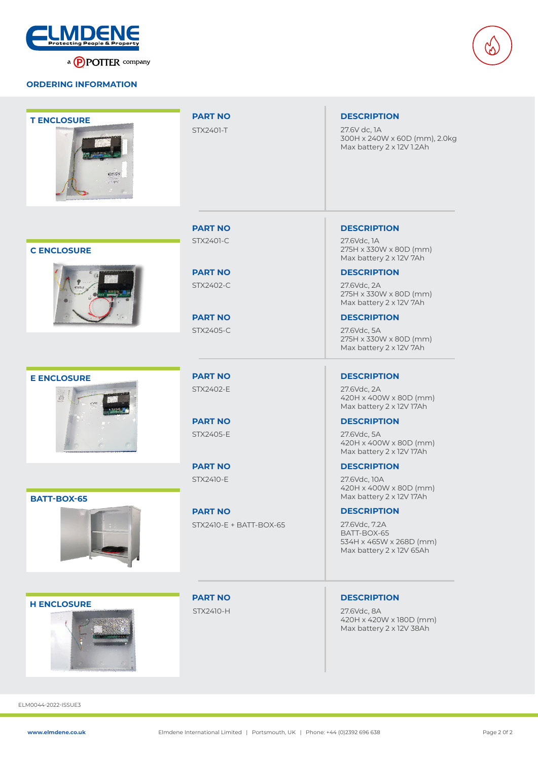## ORDERING INFORMATION

| Enclosure | Part No | Description |
|---|---|---|
| T ENCLOSURE | STX2401-T | 27.6V dc, 1A<br>300H x 240W x 60D (mm), 2.0kg<br>Max battery 2 x 12V 1.2Ah |
| C ENCLOSURE | STX2401-C | 27.6Vdc, 1A<br>275H x 330W x 80D (mm)<br>Max battery 2 x 12V 7Ah |
| | STX2402-C | 27.6Vdc, 2A<br>275H x 330W x 80D (mm)<br>Max battery 2 x 12V 7Ah |
| | STX2405-C | 27.6Vdc, 5A<br>275H x 330W x 80D (mm)<br>Max battery 2 x 12V 7Ah |
| E ENCLOSURE | STX2402-E | 27.6Vdc, 2A<br>420H x 400W x 80D (mm)<br>Max battery 2 x 12V 17Ah |
| | STX2405-E | 27.6Vdc, 5A<br>420H x 400W x 80D (mm)<br>Max battery 2 x 12V 17Ah |
| | STX2410-E | 27.6Vdc, 10A<br>420H x 400W x 80D (mm)<br>Max battery 2 x 12V 17Ah |
| BATT-BOX-65 | STX2410-E + BATT-BOX-65 | 27.6Vdc, 7.2A<br>BATT-BOX-65<br>534H x 465W x 268D (mm)<br>Max battery 2 x 12V 65Ah |
| H ENCLOSURE | STX2410-H | 27.6Vdc, 8A<br>420H x 420W x 180D (mm)<br>Max battery 2 x 12V 38Ah |

ELM0044-2022-ISSUE3

www.elmdene.co.uk | Elmdene International Limited | Portsmouth, UK | Phone: +44 (0)2392 696 638